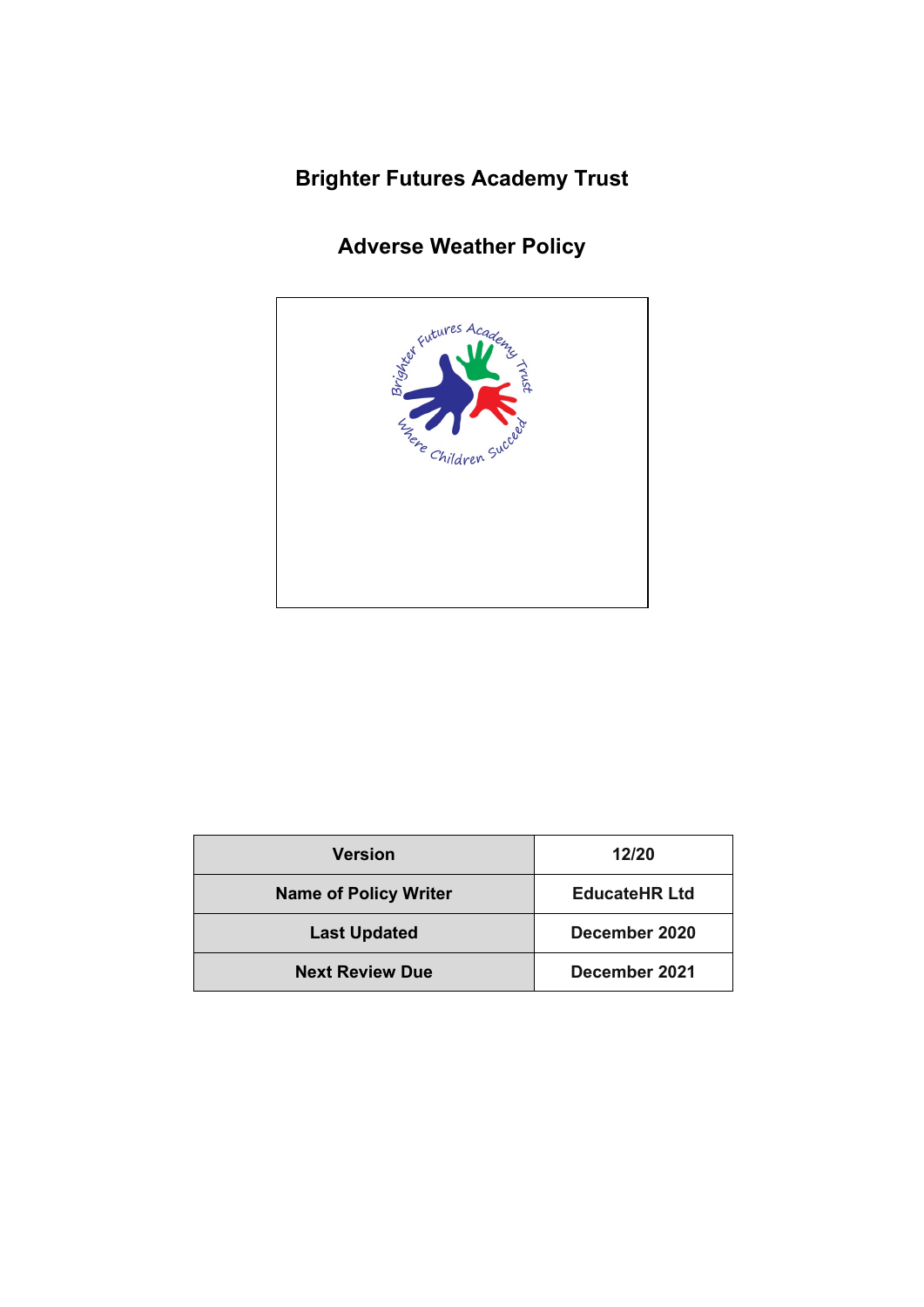# Brighter Futures Academy Trust

## Adverse Weather Policy

| Version | 12/20 |
|---|---|
| Name of Policy Writer | EducateHR Ltd |
| Last Updated | December 2020 |
| Next Review Due | December 2021 |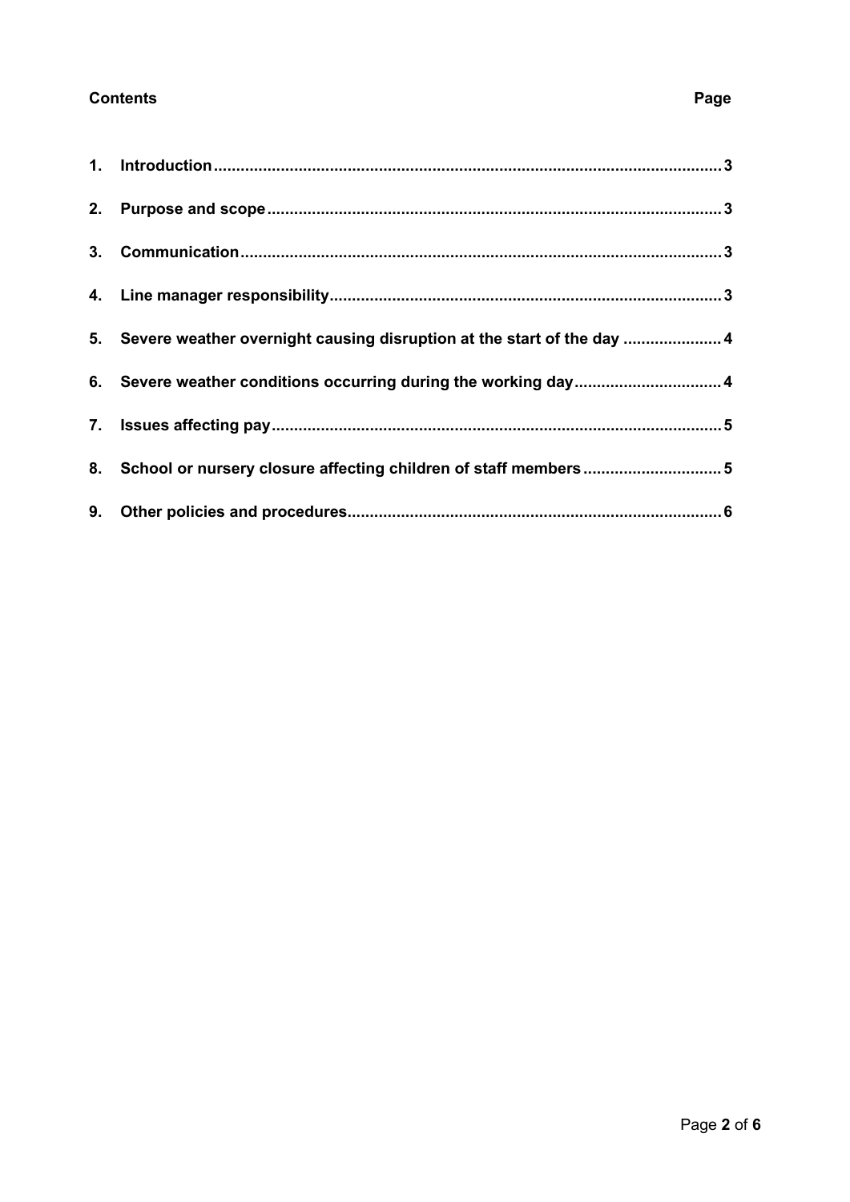**Contents** **Page**

| | | |
|---|---|---|
| 1. | Introduction | 3 |
| 2. | Purpose and scope | 3 |
| 3. | Communication | 3 |
| 4. | Line manager responsibility | 3 |
| 5. | Severe weather overnight causing disruption at the start of the day | 4 |
| 6. | Severe weather conditions occurring during the working day | 4 |
| 7. | Issues affecting pay | 5 |
| 8. | School or nursery closure affecting children of staff members | 5 |
| 9. | Other policies and procedures | 6 |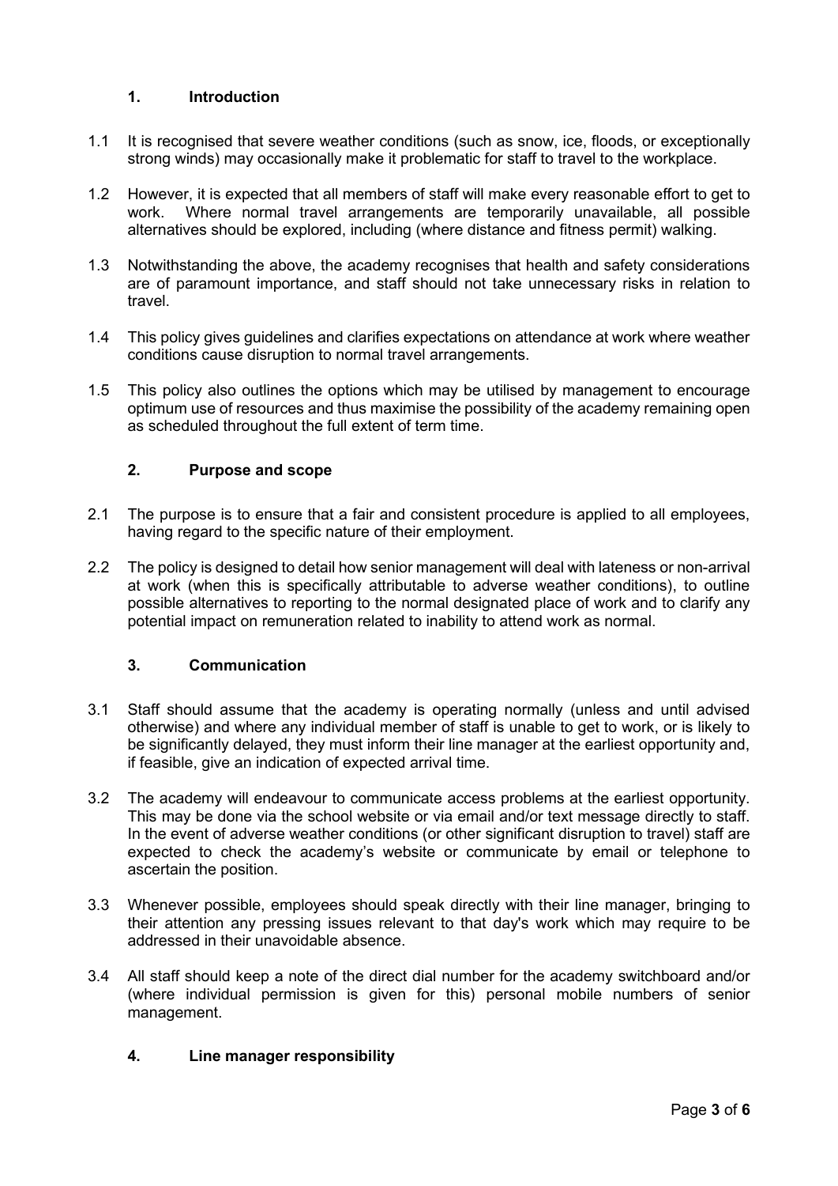## 1. Introduction

1.1 It is recognised that severe weather conditions (such as snow, ice, floods, or exceptionally strong winds) may occasionally make it problematic for staff to travel to the workplace.

1.2 However, it is expected that all members of staff will make every reasonable effort to get to work. Where normal travel arrangements are temporarily unavailable, all possible alternatives should be explored, including (where distance and fitness permit) walking.

1.3 Notwithstanding the above, the academy recognises that health and safety considerations are of paramount importance, and staff should not take unnecessary risks in relation to travel.

1.4 This policy gives guidelines and clarifies expectations on attendance at work where weather conditions cause disruption to normal travel arrangements.

1.5 This policy also outlines the options which may be utilised by management to encourage optimum use of resources and thus maximise the possibility of the academy remaining open as scheduled throughout the full extent of term time.

## 2. Purpose and scope

2.1 The purpose is to ensure that a fair and consistent procedure is applied to all employees, having regard to the specific nature of their employment.

2.2 The policy is designed to detail how senior management will deal with lateness or non-arrival at work (when this is specifically attributable to adverse weather conditions), to outline possible alternatives to reporting to the normal designated place of work and to clarify any potential impact on remuneration related to inability to attend work as normal.

## 3. Communication

3.1 Staff should assume that the academy is operating normally (unless and until advised otherwise) and where any individual member of staff is unable to get to work, or is likely to be significantly delayed, they must inform their line manager at the earliest opportunity and, if feasible, give an indication of expected arrival time.

3.2 The academy will endeavour to communicate access problems at the earliest opportunity. This may be done via the school website or via email and/or text message directly to staff. In the event of adverse weather conditions (or other significant disruption to travel) staff are expected to check the academy's website or communicate by email or telephone to ascertain the position.

3.3 Whenever possible, employees should speak directly with their line manager, bringing to their attention any pressing issues relevant to that day's work which may require to be addressed in their unavoidable absence.

3.4 All staff should keep a note of the direct dial number for the academy switchboard and/or (where individual permission is given for this) personal mobile numbers of senior management.

## 4. Line manager responsibility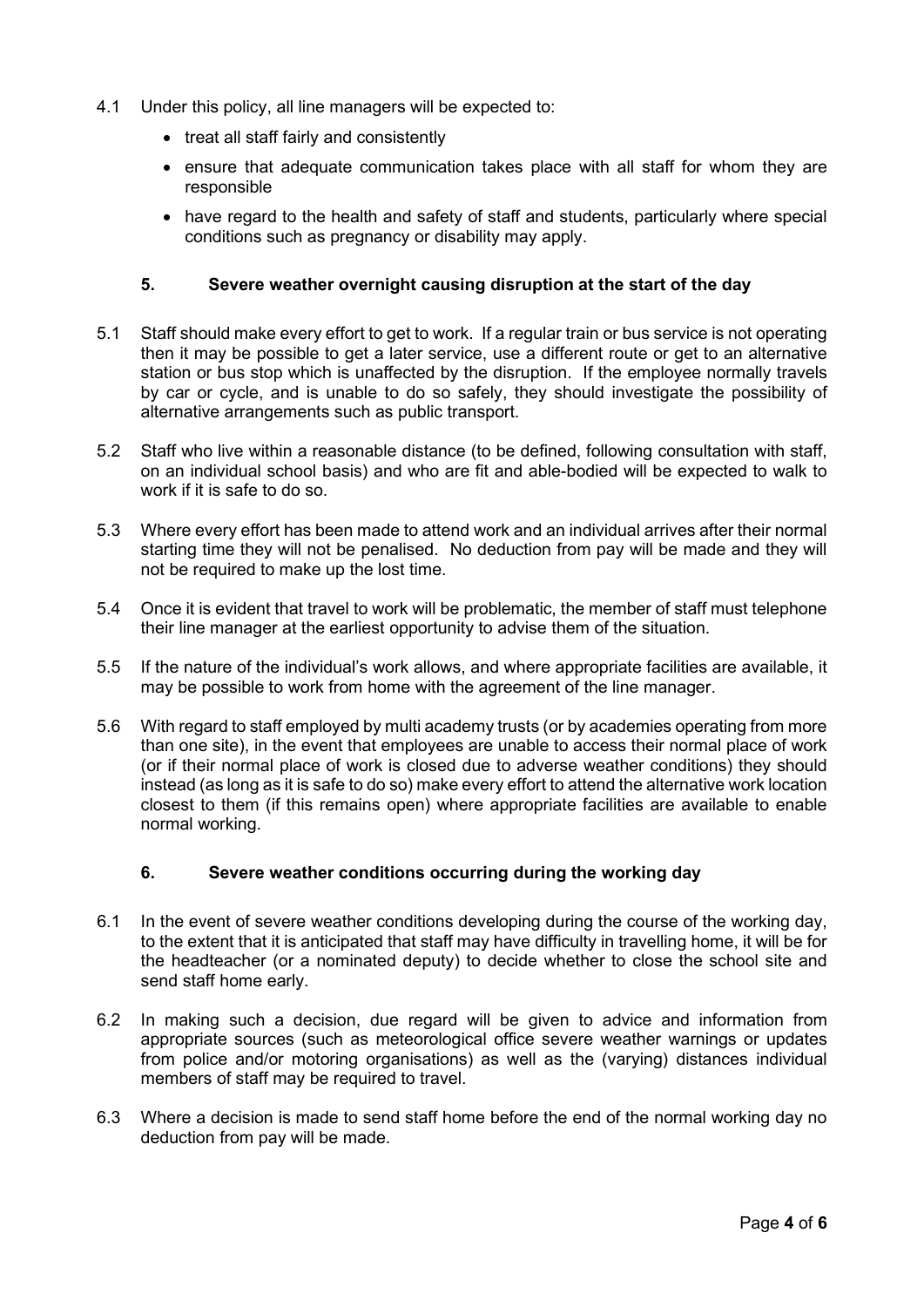4.1 Under this policy, all line managers will be expected to:

- treat all staff fairly and consistently
- ensure that adequate communication takes place with all staff for whom they are responsible
- have regard to the health and safety of staff and students, particularly where special conditions such as pregnancy or disability may apply.

## 5. Severe weather overnight causing disruption at the start of the day

5.1 Staff should make every effort to get to work. If a regular train or bus service is not operating then it may be possible to get a later service, use a different route or get to an alternative station or bus stop which is unaffected by the disruption. If the employee normally travels by car or cycle, and is unable to do so safely, they should investigate the possibility of alternative arrangements such as public transport.

5.2 Staff who live within a reasonable distance (to be defined, following consultation with staff, on an individual school basis) and who are fit and able-bodied will be expected to walk to work if it is safe to do so.

5.3 Where every effort has been made to attend work and an individual arrives after their normal starting time they will not be penalised. No deduction from pay will be made and they will not be required to make up the lost time.

5.4 Once it is evident that travel to work will be problematic, the member of staff must telephone their line manager at the earliest opportunity to advise them of the situation.

5.5 If the nature of the individual's work allows, and where appropriate facilities are available, it may be possible to work from home with the agreement of the line manager.

5.6 With regard to staff employed by multi academy trusts (or by academies operating from more than one site), in the event that employees are unable to access their normal place of work (or if their normal place of work is closed due to adverse weather conditions) they should instead (as long as it is safe to do so) make every effort to attend the alternative work location closest to them (if this remains open) where appropriate facilities are available to enable normal working.

## 6. Severe weather conditions occurring during the working day

6.1 In the event of severe weather conditions developing during the course of the working day, to the extent that it is anticipated that staff may have difficulty in travelling home, it will be for the headteacher (or a nominated deputy) to decide whether to close the school site and send staff home early.

6.2 In making such a decision, due regard will be given to advice and information from appropriate sources (such as meteorological office severe weather warnings or updates from police and/or motoring organisations) as well as the (varying) distances individual members of staff may be required to travel.

6.3 Where a decision is made to send staff home before the end of the normal working day no deduction from pay will be made.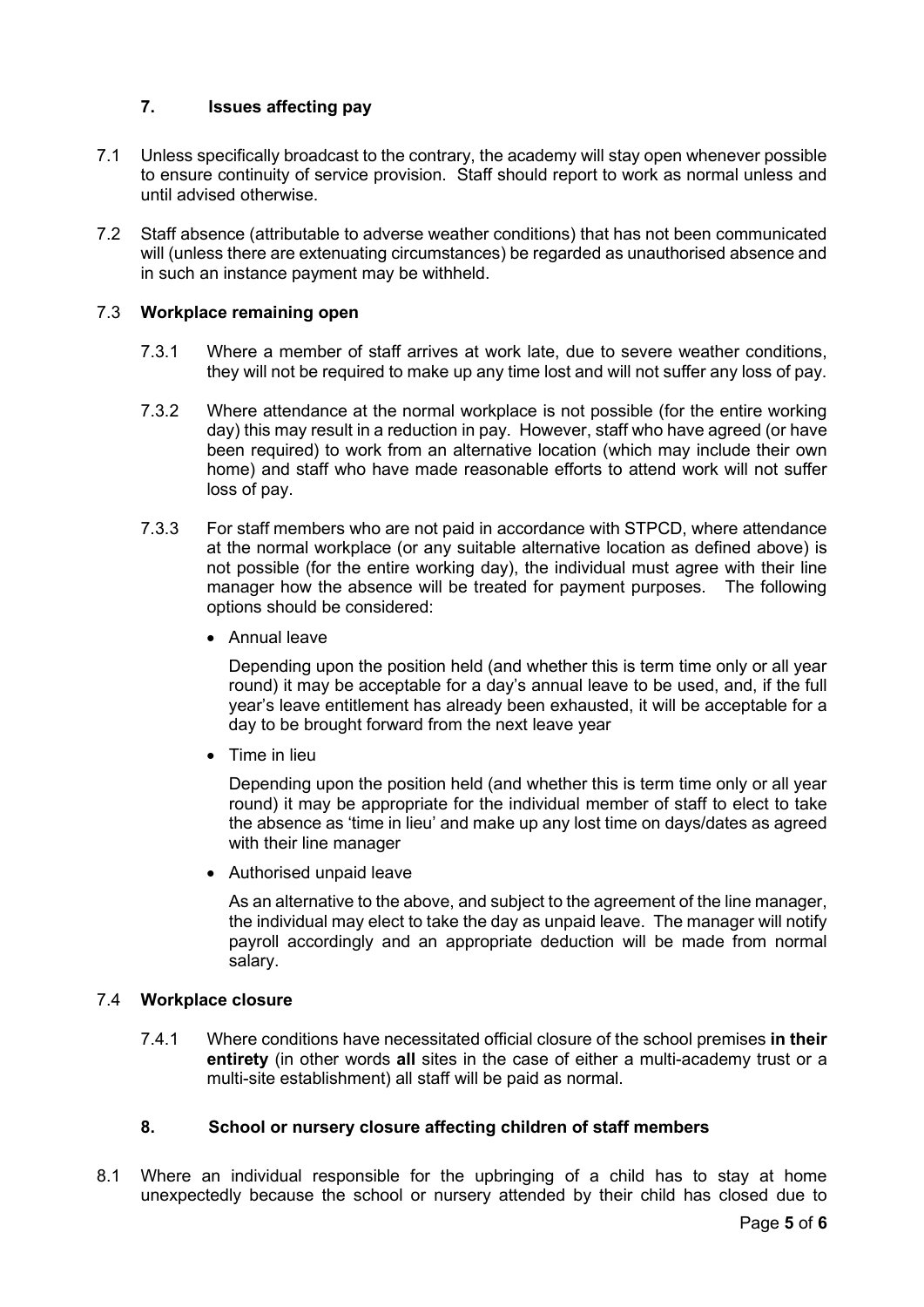## 7. Issues affecting pay

7.1 Unless specifically broadcast to the contrary, the academy will stay open whenever possible to ensure continuity of service provision. Staff should report to work as normal unless and until advised otherwise.

7.2 Staff absence (attributable to adverse weather conditions) that has not been communicated will (unless there are extenuating circumstances) be regarded as unauthorised absence and in such an instance payment may be withheld.

### 7.3 Workplace remaining open

7.3.1 Where a member of staff arrives at work late, due to severe weather conditions, they will not be required to make up any time lost and will not suffer any loss of pay.

7.3.2 Where attendance at the normal workplace is not possible (for the entire working day) this may result in a reduction in pay. However, staff who have agreed (or have been required) to work from an alternative location (which may include their own home) and staff who have made reasonable efforts to attend work will not suffer loss of pay.

7.3.3 For staff members who are not paid in accordance with STPCD, where attendance at the normal workplace (or any suitable alternative location as defined above) is not possible (for the entire working day), the individual must agree with their line manager how the absence will be treated for payment purposes. The following options should be considered:

- Annual leave

  Depending upon the position held (and whether this is term time only or all year round) it may be acceptable for a day's annual leave to be used, and, if the full year's leave entitlement has already been exhausted, it will be acceptable for a day to be brought forward from the next leave year

- Time in lieu

  Depending upon the position held (and whether this is term time only or all year round) it may be appropriate for the individual member of staff to elect to take the absence as 'time in lieu' and make up any lost time on days/dates as agreed with their line manager

- Authorised unpaid leave

  As an alternative to the above, and subject to the agreement of the line manager, the individual may elect to take the day as unpaid leave. The manager will notify payroll accordingly and an appropriate deduction will be made from normal salary.

### 7.4 Workplace closure

7.4.1 Where conditions have necessitated official closure of the school premises **in their entirety** (in other words **all** sites in the case of either a multi-academy trust or a multi-site establishment) all staff will be paid as normal.

## 8. School or nursery closure affecting children of staff members

8.1 Where an individual responsible for the upbringing of a child has to stay at home unexpectedly because the school or nursery attended by their child has closed due to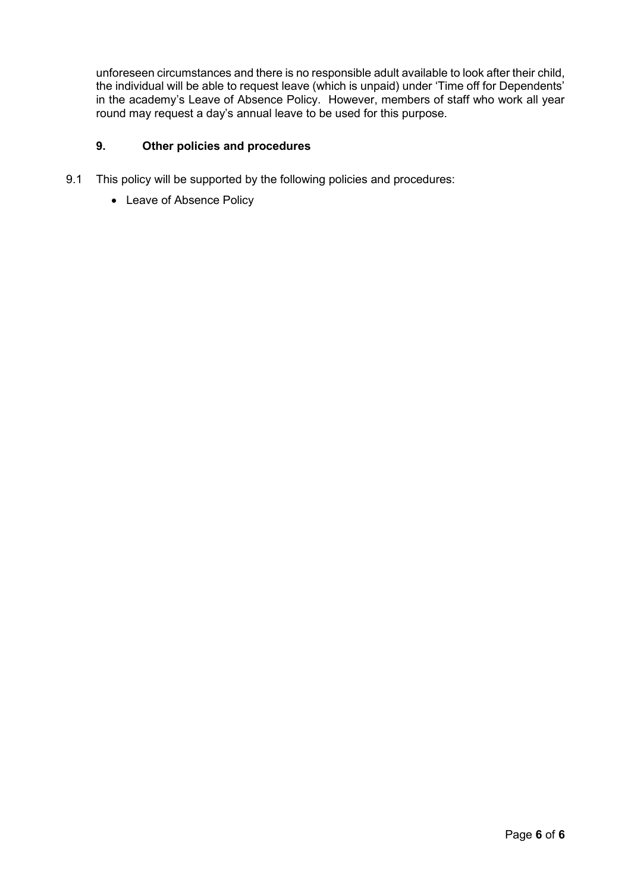unforeseen circumstances and there is no responsible adult available to look after their child, the individual will be able to request leave (which is unpaid) under 'Time off for Dependents' in the academy's Leave of Absence Policy. However, members of staff who work all year round may request a day's annual leave to be used for this purpose.

## 9. Other policies and procedures

9.1 This policy will be supported by the following policies and procedures:

- Leave of Absence Policy